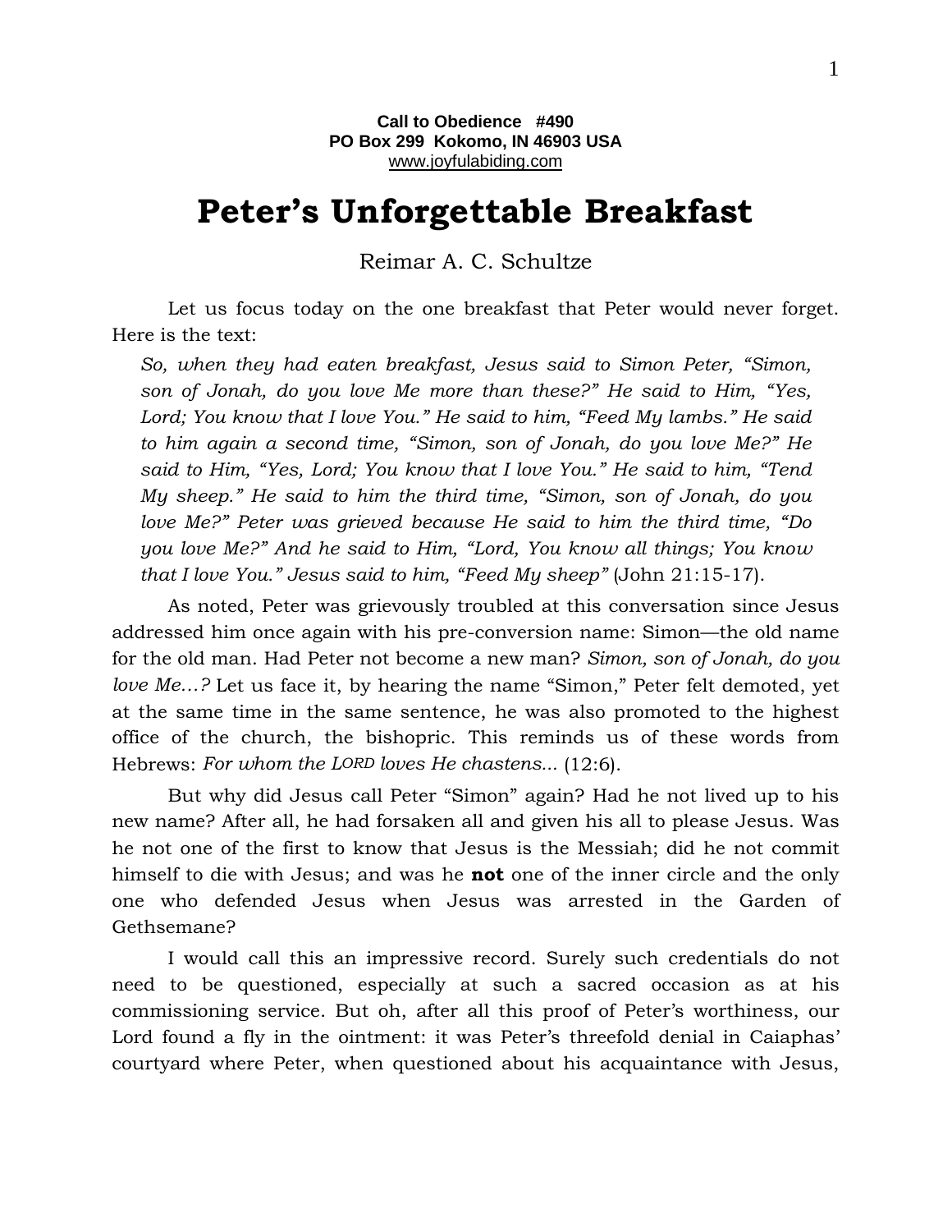**Call to Obedience #490**
**PO Box 299 Kokomo, IN 46903 USA**
www.joyfulabiding.com

# Peter's Unforgettable Breakfast

Reimar A. C. Schultze

Let us focus today on the one breakfast that Peter would never forget. Here is the text:

> *So, when they had eaten breakfast, Jesus said to Simon Peter, "Simon, son of Jonah, do you love Me more than these?" He said to Him, "Yes, Lord; You know that I love You." He said to him, "Feed My lambs." He said to him again a second time, "Simon, son of Jonah, do you love Me?" He said to Him, "Yes, Lord; You know that I love You." He said to him, "Tend My sheep." He said to him the third time, "Simon, son of Jonah, do you love Me?" Peter was grieved because He said to him the third time, "Do you love Me?" And he said to Him, "Lord, You know all things; You know that I love You." Jesus said to him, "Feed My sheep"* (John 21:15-17).

As noted, Peter was grievously troubled at this conversation since Jesus addressed him once again with his pre-conversion name: Simon—the old name for the old man. Had Peter not become a new man? *Simon, son of Jonah, do you love Me…?* Let us face it, by hearing the name "Simon," Peter felt demoted, yet at the same time in the same sentence, he was also promoted to the highest office of the church, the bishopric. This reminds us of these words from Hebrews: *For whom the LORD loves He chastens...* (12:6).

But why did Jesus call Peter "Simon" again? Had he not lived up to his new name? After all, he had forsaken all and given his all to please Jesus. Was he not one of the first to know that Jesus is the Messiah; did he not commit himself to die with Jesus; and was he **not** one of the inner circle and the only one who defended Jesus when Jesus was arrested in the Garden of Gethsemane?

I would call this an impressive record. Surely such credentials do not need to be questioned, especially at such a sacred occasion as at his commissioning service. But oh, after all this proof of Peter's worthiness, our Lord found a fly in the ointment: it was Peter's threefold denial in Caiaphas' courtyard where Peter, when questioned about his acquaintance with Jesus,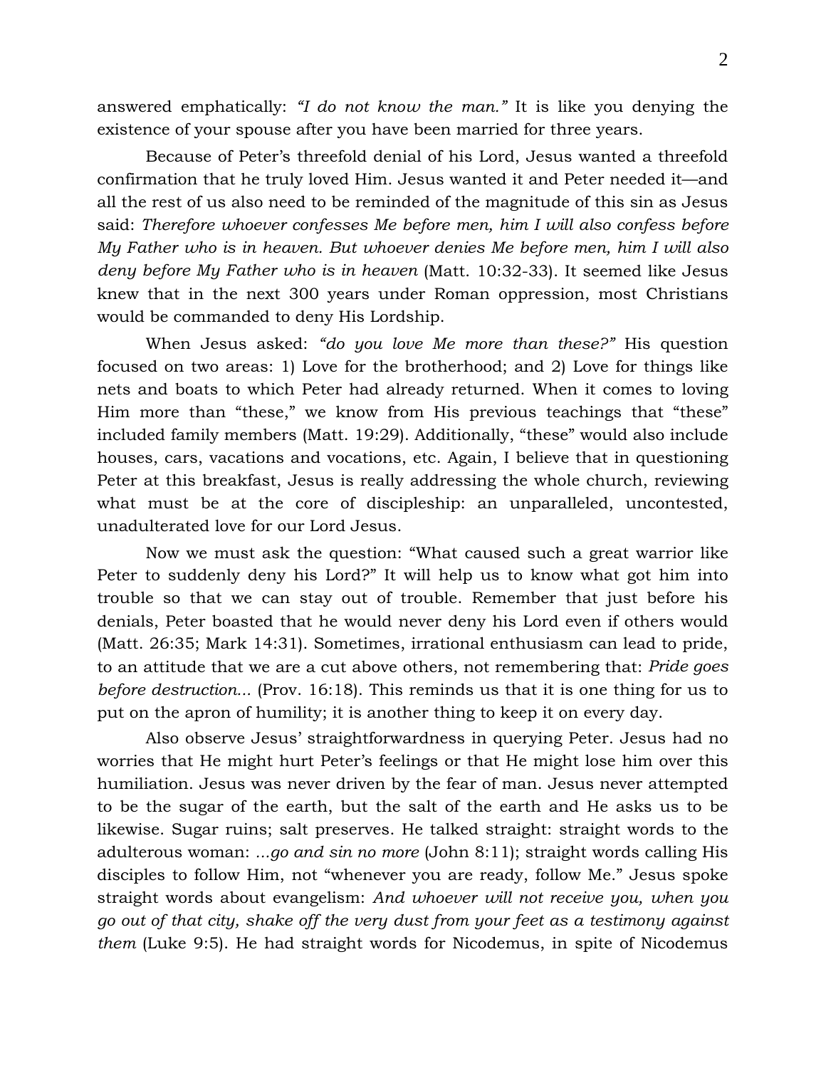answered emphatically: *"I do not know the man."* It is like you denying the existence of your spouse after you have been married for three years.

Because of Peter's threefold denial of his Lord, Jesus wanted a threefold confirmation that he truly loved Him. Jesus wanted it and Peter needed it—and all the rest of us also need to be reminded of the magnitude of this sin as Jesus said: *Therefore whoever confesses Me before men, him I will also confess before My Father who is in heaven. But whoever denies Me before men, him I will also deny before My Father who is in heaven* (Matt. 10:32-33). It seemed like Jesus knew that in the next 300 years under Roman oppression, most Christians would be commanded to deny His Lordship.

When Jesus asked: *"do you love Me more than these?"* His question focused on two areas: 1) Love for the brotherhood; and 2) Love for things like nets and boats to which Peter had already returned. When it comes to loving Him more than "these," we know from His previous teachings that "these" included family members (Matt. 19:29). Additionally, "these" would also include houses, cars, vacations and vocations, etc. Again, I believe that in questioning Peter at this breakfast, Jesus is really addressing the whole church, reviewing what must be at the core of discipleship: an unparalleled, uncontested, unadulterated love for our Lord Jesus.

Now we must ask the question: "What caused such a great warrior like Peter to suddenly deny his Lord?" It will help us to know what got him into trouble so that we can stay out of trouble. Remember that just before his denials, Peter boasted that he would never deny his Lord even if others would (Matt. 26:35; Mark 14:31). Sometimes, irrational enthusiasm can lead to pride, to an attitude that we are a cut above others, not remembering that: *Pride goes before destruction...* (Prov. 16:18). This reminds us that it is one thing for us to put on the apron of humility; it is another thing to keep it on every day.

Also observe Jesus' straightforwardness in querying Peter. Jesus had no worries that He might hurt Peter's feelings or that He might lose him over this humiliation. Jesus was never driven by the fear of man. Jesus never attempted to be the sugar of the earth, but the salt of the earth and He asks us to be likewise. Sugar ruins; salt preserves. He talked straight: straight words to the adulterous woman: *...go and sin no more* (John 8:11); straight words calling His disciples to follow Him, not "whenever you are ready, follow Me." Jesus spoke straight words about evangelism: *And whoever will not receive you, when you go out of that city, shake off the very dust from your feet as a testimony against them* (Luke 9:5). He had straight words for Nicodemus, in spite of Nicodemus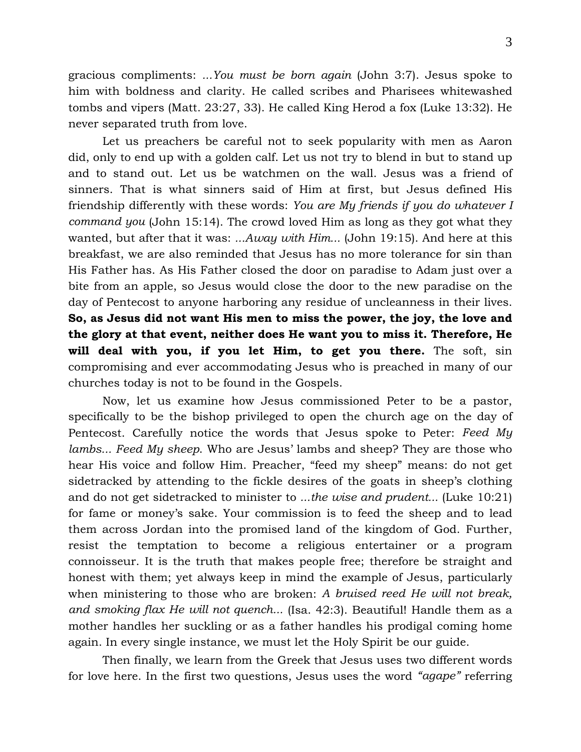gracious compliments: *...You must be born again* (John 3:7). Jesus spoke to him with boldness and clarity. He called scribes and Pharisees whitewashed tombs and vipers (Matt. 23:27, 33). He called King Herod a fox (Luke 13:32). He never separated truth from love.

Let us preachers be careful not to seek popularity with men as Aaron did, only to end up with a golden calf. Let us not try to blend in but to stand up and to stand out. Let us be watchmen on the wall. Jesus was a friend of sinners. That is what sinners said of Him at first, but Jesus defined His friendship differently with these words: *You are My friends if you do whatever I command you* (John 15:14). The crowd loved Him as long as they got what they wanted, but after that it was: *...Away with Him...* (John 19:15). And here at this breakfast, we are also reminded that Jesus has no more tolerance for sin than His Father has. As His Father closed the door on paradise to Adam just over a bite from an apple, so Jesus would close the door to the new paradise on the day of Pentecost to anyone harboring any residue of uncleanness in their lives. **So, as Jesus did not want His men to miss the power, the joy, the love and the glory at that event, neither does He want you to miss it. Therefore, He will deal with you, if you let Him, to get you there.** The soft, sin compromising and ever accommodating Jesus who is preached in many of our churches today is not to be found in the Gospels.

Now, let us examine how Jesus commissioned Peter to be a pastor, specifically to be the bishop privileged to open the church age on the day of Pentecost. Carefully notice the words that Jesus spoke to Peter: *Feed My lambs... Feed My sheep*. Who are Jesus' lambs and sheep? They are those who hear His voice and follow Him. Preacher, "feed my sheep" means: do not get sidetracked by attending to the fickle desires of the goats in sheep's clothing and do not get sidetracked to minister to *...the wise and prudent...* (Luke 10:21) for fame or money's sake. Your commission is to feed the sheep and to lead them across Jordan into the promised land of the kingdom of God. Further, resist the temptation to become a religious entertainer or a program connoisseur. It is the truth that makes people free; therefore be straight and honest with them; yet always keep in mind the example of Jesus, particularly when ministering to those who are broken: *A bruised reed He will not break, and smoking flax He will not quench...* (Isa. 42:3). Beautiful! Handle them as a mother handles her suckling or as a father handles his prodigal coming home again. In every single instance, we must let the Holy Spirit be our guide.

Then finally, we learn from the Greek that Jesus uses two different words for love here. In the first two questions, Jesus uses the word *"agape"* referring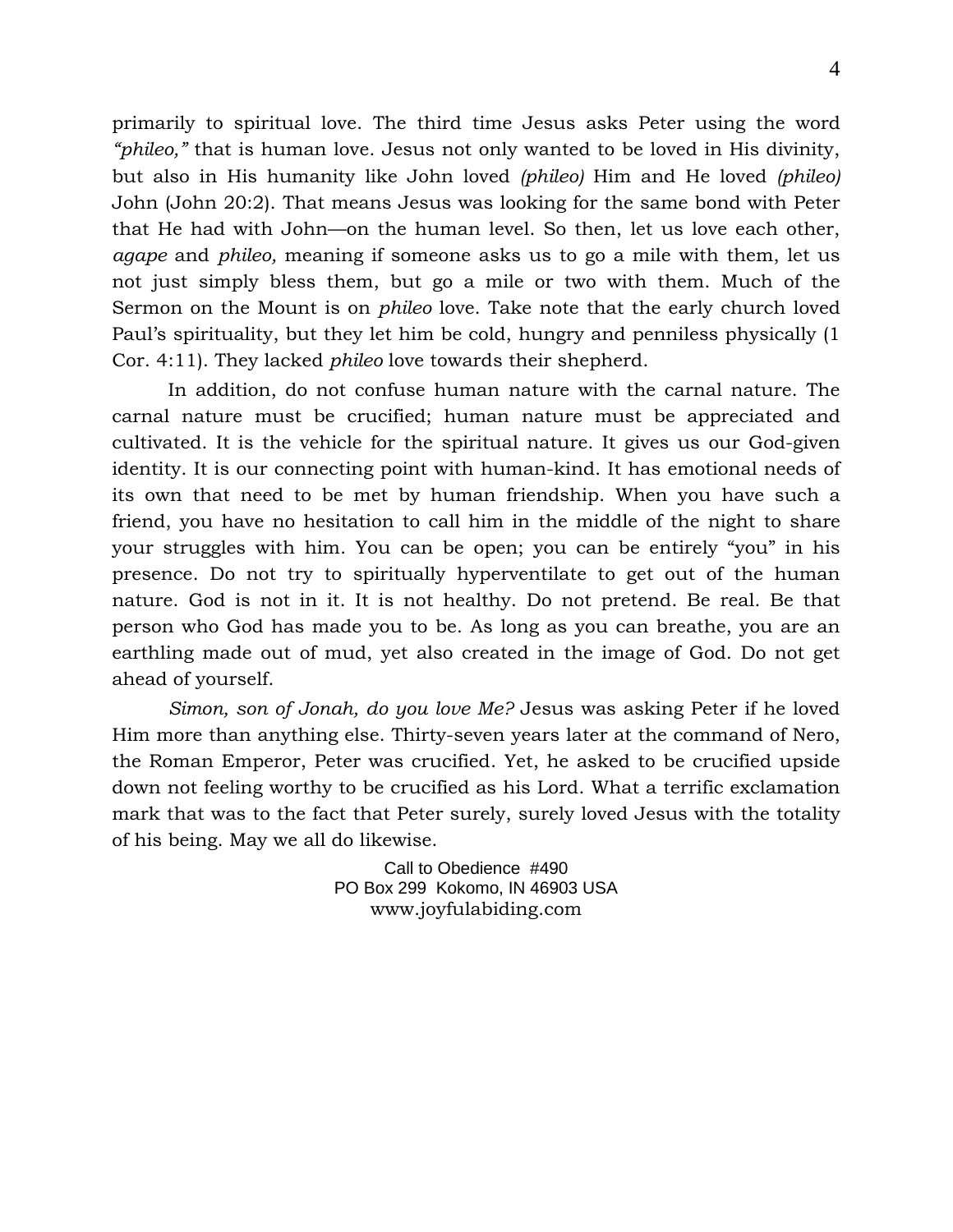primarily to spiritual love. The third time Jesus asks Peter using the word *"phileo,"* that is human love. Jesus not only wanted to be loved in His divinity, but also in His humanity like John loved *(phileo)* Him and He loved *(phileo)* John (John 20:2). That means Jesus was looking for the same bond with Peter that He had with John—on the human level. So then, let us love each other, *agape* and *phileo,* meaning if someone asks us to go a mile with them, let us not just simply bless them, but go a mile or two with them. Much of the Sermon on the Mount is on *phileo* love. Take note that the early church loved Paul's spirituality, but they let him be cold, hungry and penniless physically (1 Cor. 4:11). They lacked *phileo* love towards their shepherd.

In addition, do not confuse human nature with the carnal nature. The carnal nature must be crucified; human nature must be appreciated and cultivated. It is the vehicle for the spiritual nature. It gives us our God-given identity. It is our connecting point with human-kind. It has emotional needs of its own that need to be met by human friendship. When you have such a friend, you have no hesitation to call him in the middle of the night to share your struggles with him. You can be open; you can be entirely "you" in his presence. Do not try to spiritually hyperventilate to get out of the human nature. God is not in it. It is not healthy. Do not pretend. Be real. Be that person who God has made you to be. As long as you can breathe, you are an earthling made out of mud, yet also created in the image of God. Do not get ahead of yourself.

*Simon, son of Jonah, do you love Me?* Jesus was asking Peter if he loved Him more than anything else. Thirty-seven years later at the command of Nero, the Roman Emperor, Peter was crucified. Yet, he asked to be crucified upside down not feeling worthy to be crucified as his Lord. What a terrific exclamation mark that was to the fact that Peter surely, surely loved Jesus with the totality of his being. May we all do likewise.

Call to Obedience #490
PO Box 299 Kokomo, IN 46903 USA
www.joyfulabiding.com